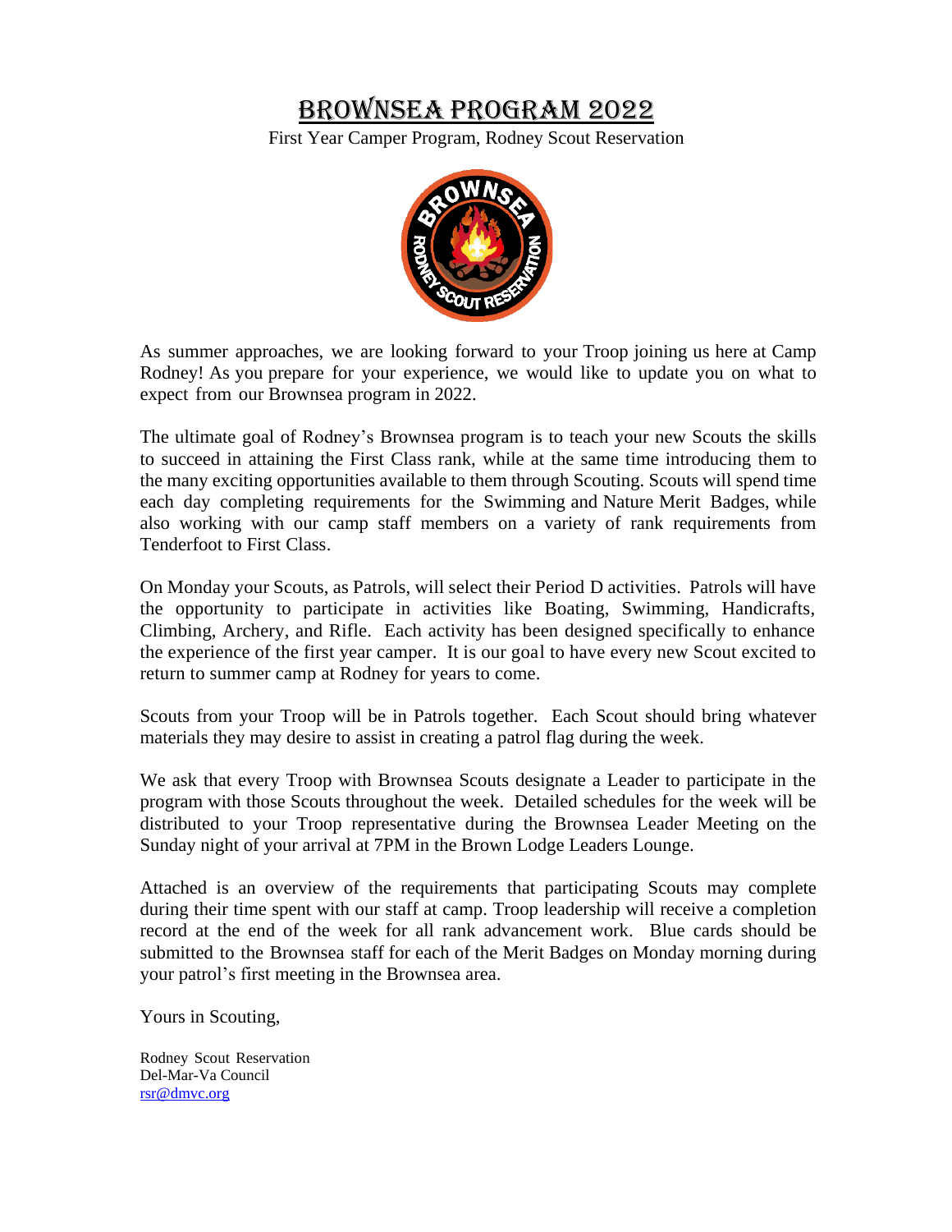# Brownsea Program 2022

First Year Camper Program, Rodney Scout Reservation

As summer approaches, we are looking forward to your Troop joining us here at Camp Rodney! As you prepare for your experience, we would like to update you on what to expect from our Brownsea program in 2022.

The ultimate goal of Rodney's Brownsea program is to teach your new Scouts the skills to succeed in attaining the First Class rank, while at the same time introducing them to the many exciting opportunities available to them through Scouting. Scouts will spend time each day completing requirements for the Swimming and Nature Merit Badges, while also working with our camp staff members on a variety of rank requirements from Tenderfoot to First Class.

On Monday your Scouts, as Patrols, will select their Period D activities. Patrols will have the opportunity to participate in activities like Boating, Swimming, Handicrafts, Climbing, Archery, and Rifle. Each activity has been designed specifically to enhance the experience of the first year camper. It is our goal to have every new Scout excited to return to summer camp at Rodney for years to come.

Scouts from your Troop will be in Patrols together. Each Scout should bring whatever materials they may desire to assist in creating a patrol flag during the week.

We ask that every Troop with Brownsea Scouts designate a Leader to participate in the program with those Scouts throughout the week. Detailed schedules for the week will be distributed to your Troop representative during the Brownsea Leader Meeting on the Sunday night of your arrival at 7PM in the Brown Lodge Leaders Lounge.

Attached is an overview of the requirements that participating Scouts may complete during their time spent with our staff at camp. Troop leadership will receive a completion record at the end of the week for all rank advancement work. Blue cards should be submitted to the Brownsea staff for each of the Merit Badges on Monday morning during your patrol's first meeting in the Brownsea area.

Yours in Scouting,

Rodney Scout Reservation
Del-Mar-Va Council
rsr@dmvc.org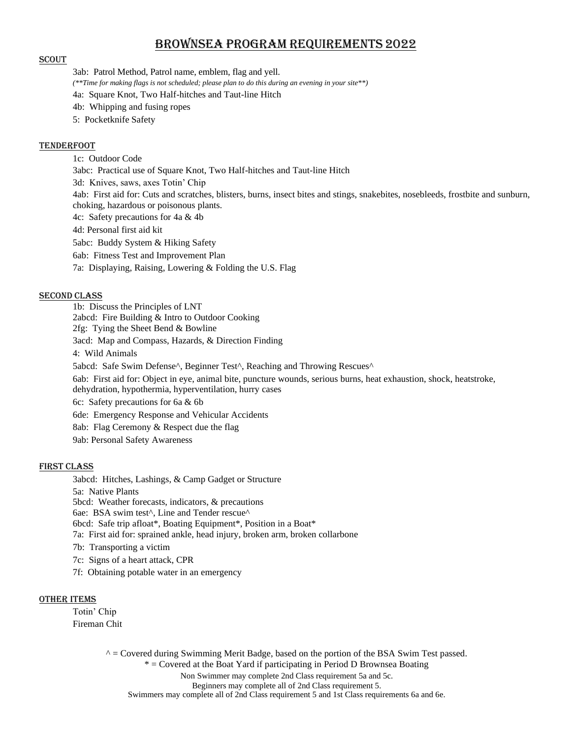# Brownsea Program Requirements 2022

## Scout

3ab: Patrol Method, Patrol name, emblem, flag and yell.

*(**Time for making flags is not scheduled; please plan to do this during an evening in your site**)*

4a: Square Knot, Two Half-hitches and Taut-line Hitch

4b: Whipping and fusing ropes

5: Pocketknife Safety

## Tenderfoot

1c: Outdoor Code

3abc: Practical use of Square Knot, Two Half-hitches and Taut-line Hitch

3d: Knives, saws, axes Totin' Chip

4ab: First aid for: Cuts and scratches, blisters, burns, insect bites and stings, snakebites, nosebleeds, frostbite and sunburn, choking, hazardous or poisonous plants.

4c: Safety precautions for 4a & 4b

4d: Personal first aid kit

5abc: Buddy System & Hiking Safety

6ab: Fitness Test and Improvement Plan

7a: Displaying, Raising, Lowering & Folding the U.S. Flag

## Second Class

1b: Discuss the Principles of LNT

2abcd: Fire Building & Intro to Outdoor Cooking

2fg: Tying the Sheet Bend & Bowline

3acd: Map and Compass, Hazards, & Direction Finding

4: Wild Animals

5abcd: Safe Swim Defense^, Beginner Test^, Reaching and Throwing Rescues^

6ab: First aid for: Object in eye, animal bite, puncture wounds, serious burns, heat exhaustion, shock, heatstroke, dehydration, hypothermia, hyperventilation, hurry cases

6c: Safety precautions for 6a & 6b

6de: Emergency Response and Vehicular Accidents

8ab: Flag Ceremony & Respect due the flag

9ab: Personal Safety Awareness

## First Class

3abcd: Hitches, Lashings, & Camp Gadget or Structure

5a: Native Plants

5bcd: Weather forecasts, indicators, & precautions

6ae: BSA swim test^, Line and Tender rescue^

6bcd: Safe trip afloat*, Boating Equipment*, Position in a Boat*

7a: First aid for: sprained ankle, head injury, broken arm, broken collarbone

7b: Transporting a victim

7c: Signs of a heart attack, CPR

7f: Obtaining potable water in an emergency

## Other Items

Totin' Chip

Fireman Chit

^ = Covered during Swimming Merit Badge, based on the portion of the BSA Swim Test passed.

* = Covered at the Boat Yard if participating in Period D Brownsea Boating

Non Swimmer may complete 2nd Class requirement 5a and 5c.

Beginners may complete all of 2nd Class requirement 5.

Swimmers may complete all of 2nd Class requirement 5 and 1st Class requirements 6a and 6e.